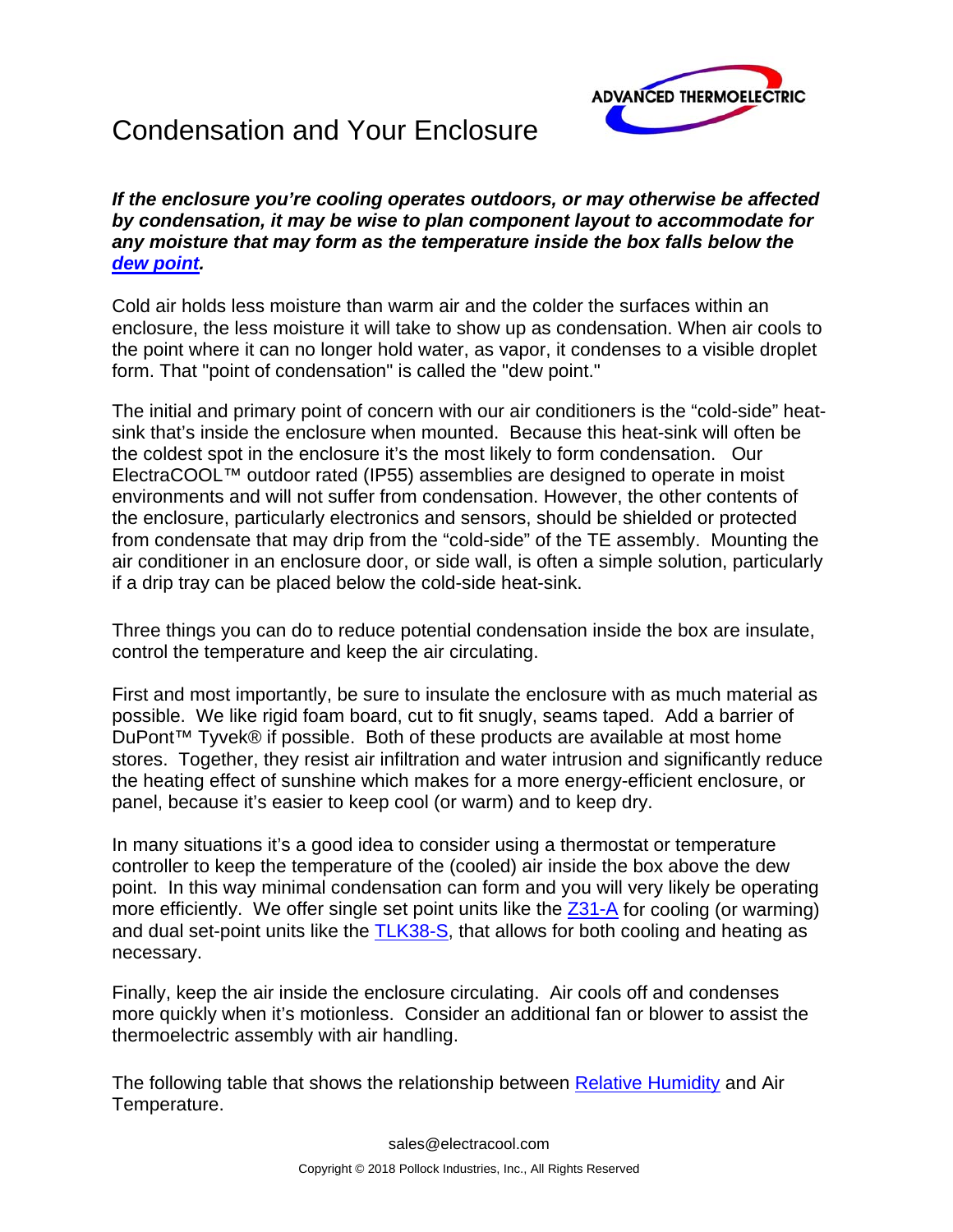# Condensation and Your Enclosure

***If the enclosure you're cooling operates outdoors, or may otherwise be affected by condensation, it may be wise to plan component layout to accommodate for any moisture that may form as the temperature inside the box falls below the dew point.***

Cold air holds less moisture than warm air and the colder the surfaces within an enclosure, the less moisture it will take to show up as condensation. When air cools to the point where it can no longer hold water, as vapor, it condenses to a visible droplet form. That "point of condensation" is called the "dew point."

The initial and primary point of concern with our air conditioners is the "cold-side" heat-sink that's inside the enclosure when mounted. Because this heat-sink will often be the coldest spot in the enclosure it's the most likely to form condensation. Our ElectraCOOL™ outdoor rated (IP55) assemblies are designed to operate in moist environments and will not suffer from condensation. However, the other contents of the enclosure, particularly electronics and sensors, should be shielded or protected from condensate that may drip from the "cold-side" of the TE assembly. Mounting the air conditioner in an enclosure door, or side wall, is often a simple solution, particularly if a drip tray can be placed below the cold-side heat-sink.

Three things you can do to reduce potential condensation inside the box are insulate, control the temperature and keep the air circulating.

First and most importantly, be sure to insulate the enclosure with as much material as possible. We like rigid foam board, cut to fit snugly, seams taped. Add a barrier of DuPont™ Tyvek® if possible. Both of these products are available at most home stores. Together, they resist air infiltration and water intrusion and significantly reduce the heating effect of sunshine which makes for a more energy-efficient enclosure, or panel, because it's easier to keep cool (or warm) and to keep dry.

In many situations it's a good idea to consider using a thermostat or temperature controller to keep the temperature of the (cooled) air inside the box above the dew point. In this way minimal condensation can form and you will very likely be operating more efficiently. We offer single set point units like the Z31-A for cooling (or warming) and dual set-point units like the TLK38-S, that allows for both cooling and heating as necessary.

Finally, keep the air inside the enclosure circulating. Air cools off and condenses more quickly when it's motionless. Consider an additional fan or blower to assist the thermoelectric assembly with air handling.

The following table that shows the relationship between Relative Humidity and Air Temperature.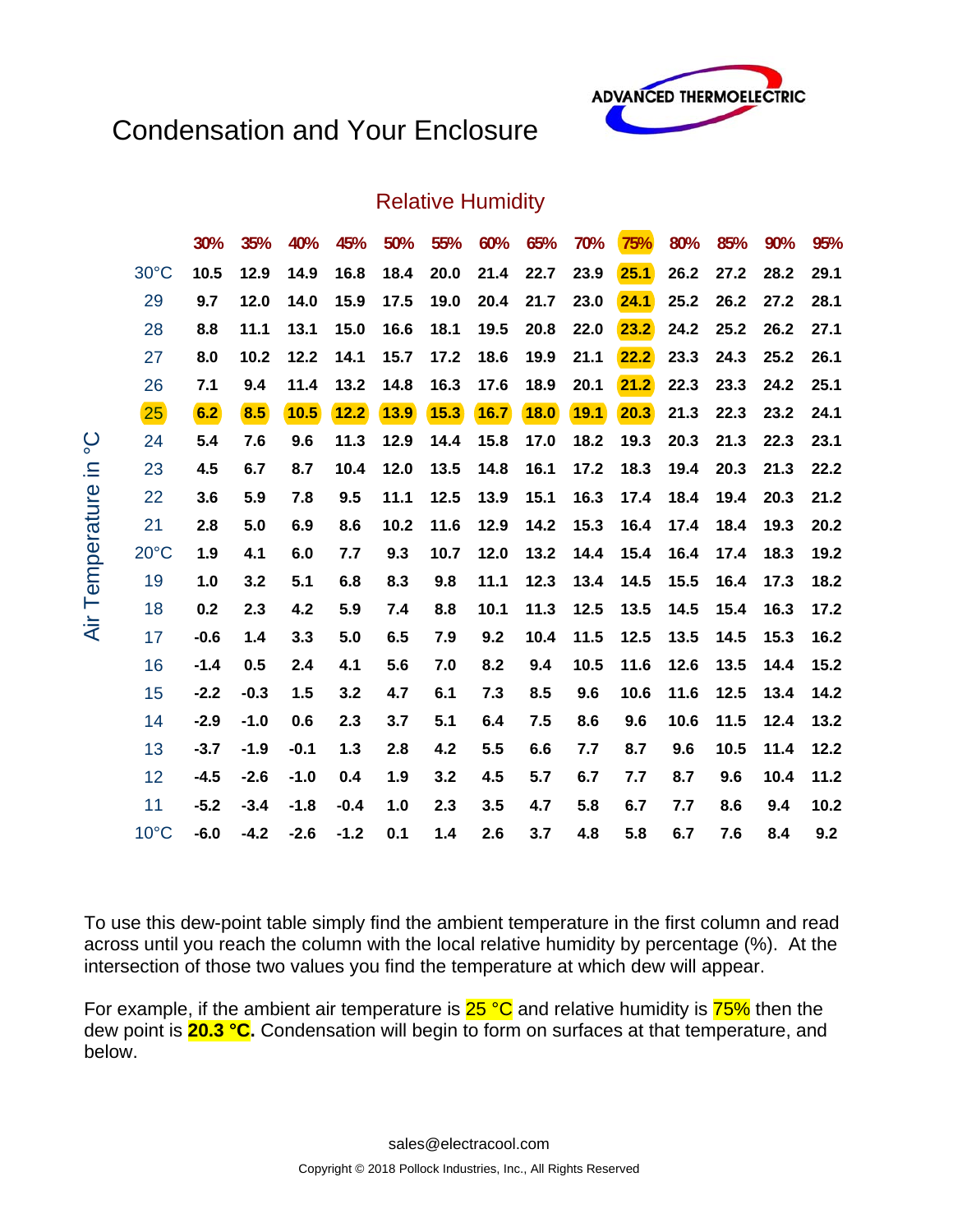ADVANCED THERMOELECTRIC

# Condensation and Your Enclosure

Relative Humidity

Air Temperature in °C

| | 30% | 35% | 40% | 45% | 50% | 55% | 60% | 65% | 70% | 75% | 80% | 85% | 90% | 95% |
|---|---|---|---|---|---|---|---|---|---|---|---|---|---|---|
| 30°C | 10.5 | 12.9 | 14.9 | 16.8 | 18.4 | 20.0 | 21.4 | 22.7 | 23.9 | 25.1 | 26.2 | 27.2 | 28.2 | 29.1 |
| 29 | 9.7 | 12.0 | 14.0 | 15.9 | 17.5 | 19.0 | 20.4 | 21.7 | 23.0 | 24.1 | 25.2 | 26.2 | 27.2 | 28.1 |
| 28 | 8.8 | 11.1 | 13.1 | 15.0 | 16.6 | 18.1 | 19.5 | 20.8 | 22.0 | 23.2 | 24.2 | 25.2 | 26.2 | 27.1 |
| 27 | 8.0 | 10.2 | 12.2 | 14.1 | 15.7 | 17.2 | 18.6 | 19.9 | 21.1 | 22.2 | 23.3 | 24.3 | 25.2 | 26.1 |
| 26 | 7.1 | 9.4 | 11.4 | 13.2 | 14.8 | 16.3 | 17.6 | 18.9 | 20.1 | 21.2 | 22.3 | 23.3 | 24.2 | 25.1 |
| 25 | 6.2 | 8.5 | 10.5 | 12.2 | 13.9 | 15.3 | 16.7 | 18.0 | 19.1 | 20.3 | 21.3 | 22.3 | 23.2 | 24.1 |
| 24 | 5.4 | 7.6 | 9.6 | 11.3 | 12.9 | 14.4 | 15.8 | 17.0 | 18.2 | 19.3 | 20.3 | 21.3 | 22.3 | 23.1 |
| 23 | 4.5 | 6.7 | 8.7 | 10.4 | 12.0 | 13.5 | 14.8 | 16.1 | 17.2 | 18.3 | 19.4 | 20.3 | 21.3 | 22.2 |
| 22 | 3.6 | 5.9 | 7.8 | 9.5 | 11.1 | 12.5 | 13.9 | 15.1 | 16.3 | 17.4 | 18.4 | 19.4 | 20.3 | 21.2 |
| 21 | 2.8 | 5.0 | 6.9 | 8.6 | 10.2 | 11.6 | 12.9 | 14.2 | 15.3 | 16.4 | 17.4 | 18.4 | 19.3 | 20.2 |
| 20°C | 1.9 | 4.1 | 6.0 | 7.7 | 9.3 | 10.7 | 12.0 | 13.2 | 14.4 | 15.4 | 16.4 | 17.4 | 18.3 | 19.2 |
| 19 | 1.0 | 3.2 | 5.1 | 6.8 | 8.3 | 9.8 | 11.1 | 12.3 | 13.4 | 14.5 | 15.5 | 16.4 | 17.3 | 18.2 |
| 18 | 0.2 | 2.3 | 4.2 | 5.9 | 7.4 | 8.8 | 10.1 | 11.3 | 12.5 | 13.5 | 14.5 | 15.4 | 16.3 | 17.2 |
| 17 | -0.6 | 1.4 | 3.3 | 5.0 | 6.5 | 7.9 | 9.2 | 10.4 | 11.5 | 12.5 | 13.5 | 14.5 | 15.3 | 16.2 |
| 16 | -1.4 | 0.5 | 2.4 | 4.1 | 5.6 | 7.0 | 8.2 | 9.4 | 10.5 | 11.6 | 12.6 | 13.5 | 14.4 | 15.2 |
| 15 | -2.2 | -0.3 | 1.5 | 3.2 | 4.7 | 6.1 | 7.3 | 8.5 | 9.6 | 10.6 | 11.6 | 12.5 | 13.4 | 14.2 |
| 14 | -2.9 | -1.0 | 0.6 | 2.3 | 3.7 | 5.1 | 6.4 | 7.5 | 8.6 | 9.6 | 10.6 | 11.5 | 12.4 | 13.2 |
| 13 | -3.7 | -1.9 | -0.1 | 1.3 | 2.8 | 4.2 | 5.5 | 6.6 | 7.7 | 8.7 | 9.6 | 10.5 | 11.4 | 12.2 |
| 12 | -4.5 | -2.6 | -1.0 | 0.4 | 1.9 | 3.2 | 4.5 | 5.7 | 6.7 | 7.7 | 8.7 | 9.6 | 10.4 | 11.2 |
| 11 | -5.2 | -3.4 | -1.8 | -0.4 | 1.0 | 2.3 | 3.5 | 4.7 | 5.8 | 6.7 | 7.7 | 8.6 | 9.4 | 10.2 |
| 10°C | -6.0 | -4.2 | -2.6 | -1.2 | 0.1 | 1.4 | 2.6 | 3.7 | 4.8 | 5.8 | 6.7 | 7.6 | 8.4 | 9.2 |

To use this dew-point table simply find the ambient temperature in the first column and read across until you reach the column with the local relative humidity by percentage (%). At the intersection of those two values you find the temperature at which dew will appear.

For example, if the ambient air temperature is 25 °C and relative humidity is 75% then the dew point is **20.3 °C.** Condensation will begin to form on surfaces at that temperature, and below.

sales@electracool.com

Copyright © 2018 Pollock Industries, Inc., All Rights Reserved